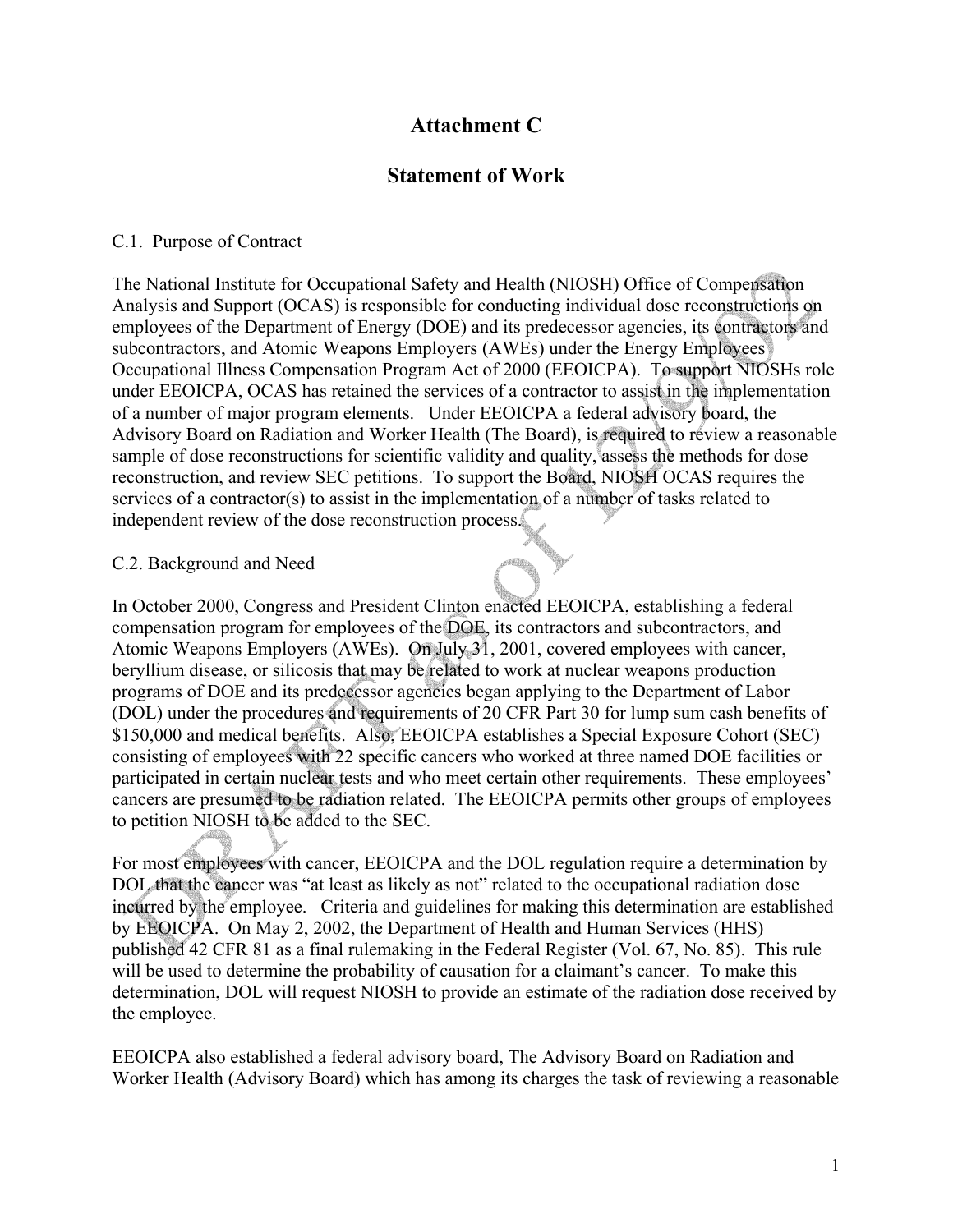# Attachment C

## Statement of Work

C.1. Purpose of Contract

The National Institute for Occupational Safety and Health (NIOSH) Office of Compensation Analysis and Support (OCAS) is responsible for conducting individual dose reconstructions on employees of the Department of Energy (DOE) and its predecessor agencies, its contractors and subcontractors, and Atomic Weapons Employers (AWEs) under the Energy Employees Occupational Illness Compensation Program Act of 2000 (EEOICPA). To support NIOSHs role under EEOICPA, OCAS has retained the services of a contractor to assist in the implementation of a number of major program elements. Under EEOICPA a federal advisory board, the Advisory Board on Radiation and Worker Health (The Board), is required to review a reasonable sample of dose reconstructions for scientific validity and quality, assess the methods for dose reconstruction, and review SEC petitions. To support the Board, NIOSH OCAS requires the services of a contractor(s) to assist in the implementation of a number of tasks related to independent review of the dose reconstruction process.

C.2. Background and Need

In October 2000, Congress and President Clinton enacted EEOICPA, establishing a federal compensation program for employees of the DOE, its contractors and subcontractors, and Atomic Weapons Employers (AWEs). On July 31, 2001, covered employees with cancer, beryllium disease, or silicosis that may be related to work at nuclear weapons production programs of DOE and its predecessor agencies began applying to the Department of Labor (DOL) under the procedures and requirements of 20 CFR Part 30 for lump sum cash benefits of $150,000 and medical benefits. Also, EEOICPA establishes a Special Exposure Cohort (SEC) consisting of employees with 22 specific cancers who worked at three named DOE facilities or participated in certain nuclear tests and who meet certain other requirements. These employees' cancers are presumed to be radiation related. The EEOICPA permits other groups of employees to petition NIOSH to be added to the SEC.

For most employees with cancer, EEOICPA and the DOL regulation require a determination by DOL that the cancer was "at least as likely as not" related to the occupational radiation dose incurred by the employee. Criteria and guidelines for making this determination are established by EEOICPA. On May 2, 2002, the Department of Health and Human Services (HHS) published 42 CFR 81 as a final rulemaking in the Federal Register (Vol. 67, No. 85). This rule will be used to determine the probability of causation for a claimant's cancer. To make this determination, DOL will request NIOSH to provide an estimate of the radiation dose received by the employee.

EEOICPA also established a federal advisory board, The Advisory Board on Radiation and Worker Health (Advisory Board) which has among its charges the task of reviewing a reasonable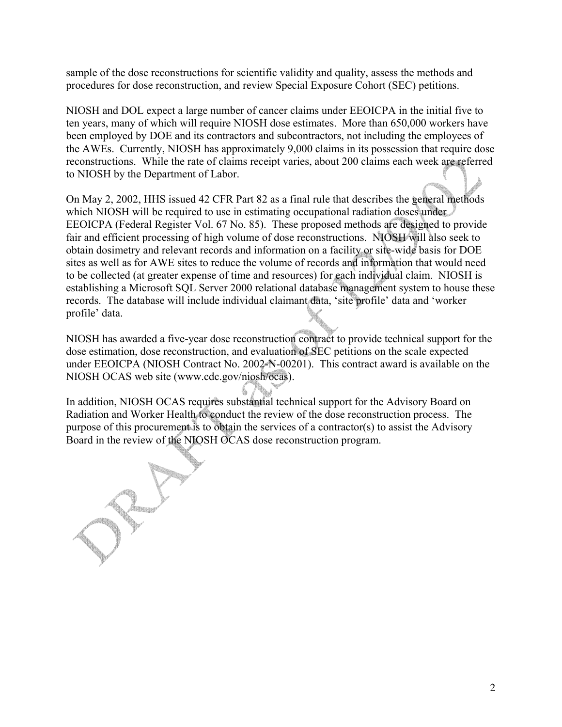sample of the dose reconstructions for scientific validity and quality, assess the methods and procedures for dose reconstruction, and review Special Exposure Cohort (SEC) petitions.

NIOSH and DOL expect a large number of cancer claims under EEOICPA in the initial five to ten years, many of which will require NIOSH dose estimates. More than 650,000 workers have been employed by DOE and its contractors and subcontractors, not including the employees of the AWEs. Currently, NIOSH has approximately 9,000 claims in its possession that require dose reconstructions. While the rate of claims receipt varies, about 200 claims each week are referred to NIOSH by the Department of Labor.

On May 2, 2002, HHS issued 42 CFR Part 82 as a final rule that describes the general methods which NIOSH will be required to use in estimating occupational radiation doses under EEOICPA (Federal Register Vol. 67 No. 85). These proposed methods are designed to provide fair and efficient processing of high volume of dose reconstructions. NIOSH will also seek to obtain dosimetry and relevant records and information on a facility or site-wide basis for DOE sites as well as for AWE sites to reduce the volume of records and information that would need to be collected (at greater expense of time and resources) for each individual claim. NIOSH is establishing a Microsoft SQL Server 2000 relational database management system to house these records. The database will include individual claimant data, 'site profile' data and 'worker profile' data.

NIOSH has awarded a five-year dose reconstruction contract to provide technical support for the dose estimation, dose reconstruction, and evaluation of SEC petitions on the scale expected under EEOICPA (NIOSH Contract No. 2002-N-00201). This contract award is available on the NIOSH OCAS web site (www.cdc.gov/niosh/ocas).

In addition, NIOSH OCAS requires substantial technical support for the Advisory Board on Radiation and Worker Health to conduct the review of the dose reconstruction process. The purpose of this procurement is to obtain the services of a contractor(s) to assist the Advisory Board in the review of the NIOSH OCAS dose reconstruction program.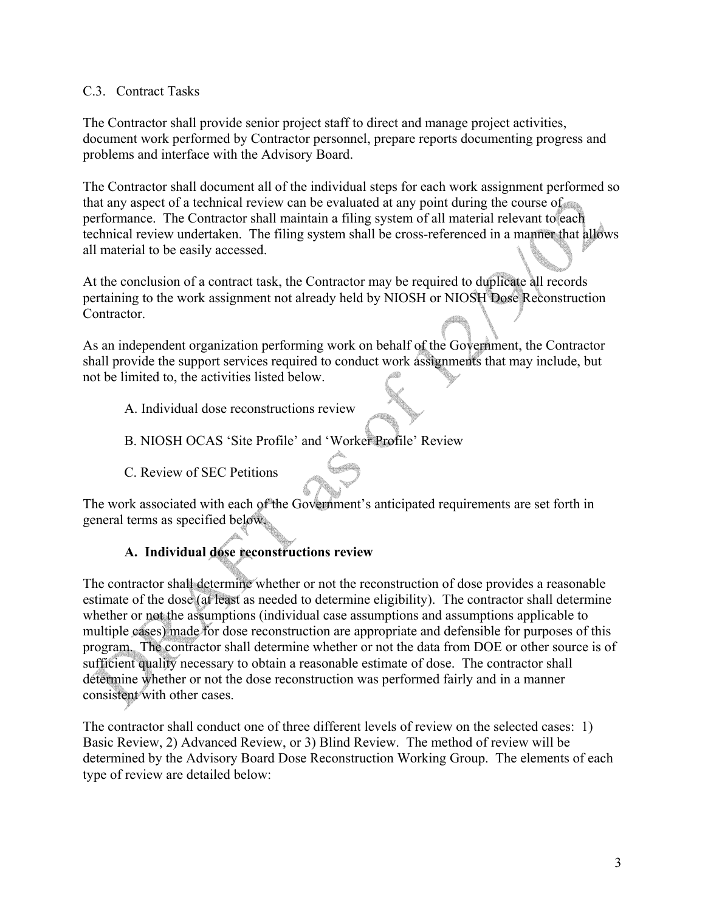C.3. Contract Tasks

The Contractor shall provide senior project staff to direct and manage project activities, document work performed by Contractor personnel, prepare reports documenting progress and problems and interface with the Advisory Board.

The Contractor shall document all of the individual steps for each work assignment performed so that any aspect of a technical review can be evaluated at any point during the course of performance. The Contractor shall maintain a filing system of all material relevant to each technical review undertaken. The filing system shall be cross-referenced in a manner that allows all material to be easily accessed.

At the conclusion of a contract task, the Contractor may be required to duplicate all records pertaining to the work assignment not already held by NIOSH or NIOSH Dose Reconstruction Contractor.

As an independent organization performing work on behalf of the Government, the Contractor shall provide the support services required to conduct work assignments that may include, but not be limited to, the activities listed below.

A. Individual dose reconstructions review

B. NIOSH OCAS 'Site Profile' and 'Worker Profile' Review

C. Review of SEC Petitions

The work associated with each of the Government's anticipated requirements are set forth in general terms as specified below.

### A. Individual dose reconstructions review

The contractor shall determine whether or not the reconstruction of dose provides a reasonable estimate of the dose (at least as needed to determine eligibility). The contractor shall determine whether or not the assumptions (individual case assumptions and assumptions applicable to multiple cases) made for dose reconstruction are appropriate and defensible for purposes of this program. The contractor shall determine whether or not the data from DOE or other source is of sufficient quality necessary to obtain a reasonable estimate of dose. The contractor shall determine whether or not the dose reconstruction was performed fairly and in a manner consistent with other cases.

The contractor shall conduct one of three different levels of review on the selected cases: 1) Basic Review, 2) Advanced Review, or 3) Blind Review. The method of review will be determined by the Advisory Board Dose Reconstruction Working Group. The elements of each type of review are detailed below: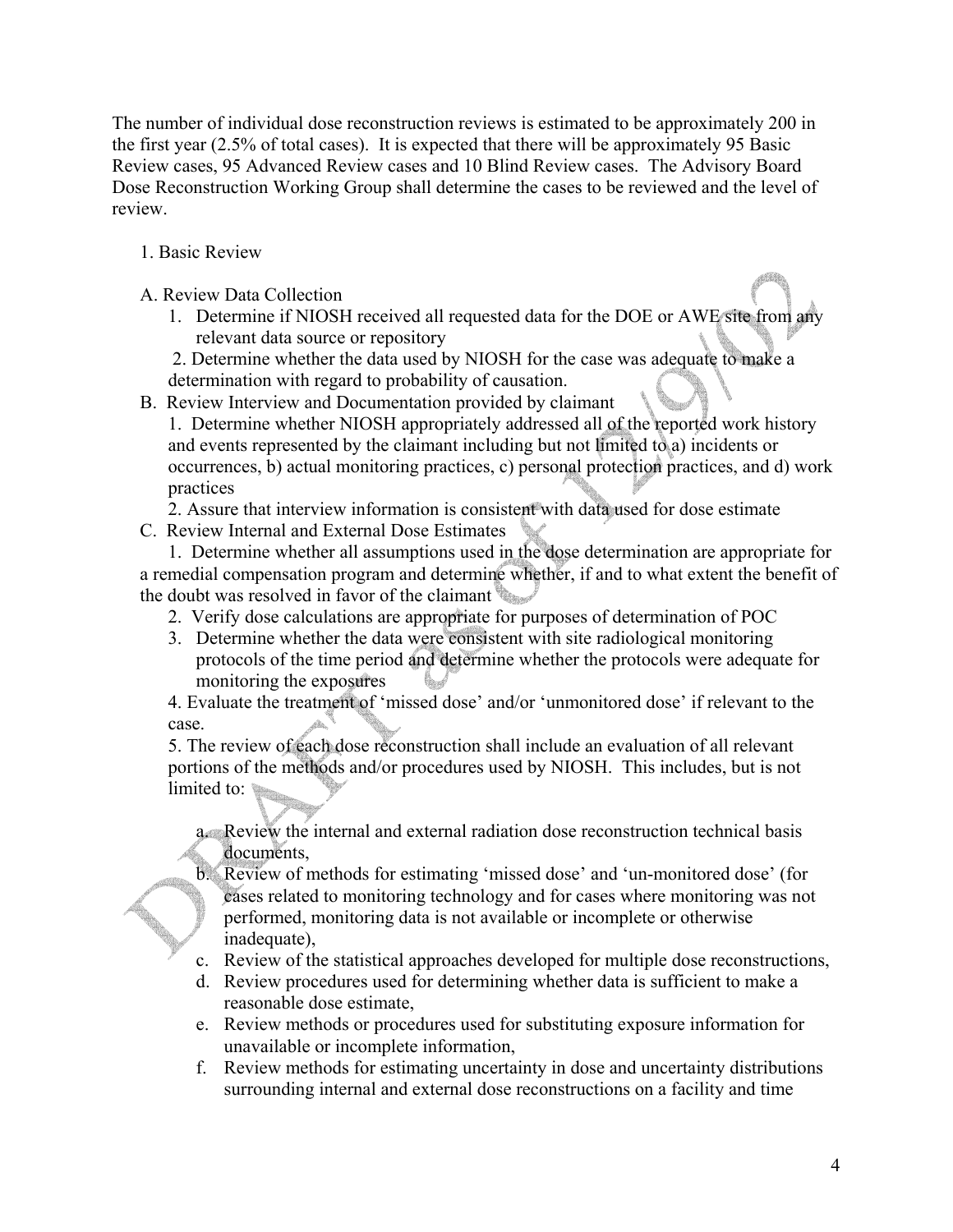The number of individual dose reconstruction reviews is estimated to be approximately 200 in the first year (2.5% of total cases). It is expected that there will be approximately 95 Basic Review cases, 95 Advanced Review cases and 10 Blind Review cases. The Advisory Board Dose Reconstruction Working Group shall determine the cases to be reviewed and the level of review.

1. Basic Review

A. Review Data Collection

1. Determine if NIOSH received all requested data for the DOE or AWE site from any relevant data source or repository
2. Determine whether the data used by NIOSH for the case was adequate to make a determination with regard to probability of causation.

B. Review Interview and Documentation provided by claimant

1. Determine whether NIOSH appropriately addressed all of the reported work history and events represented by the claimant including but not limited to a) incidents or occurrences, b) actual monitoring practices, c) personal protection practices, and d) work practices
2. Assure that interview information is consistent with data used for dose estimate

C. Review Internal and External Dose Estimates

1. Determine whether all assumptions used in the dose determination are appropriate for a remedial compensation program and determine whether, if and to what extent the benefit of the doubt was resolved in favor of the claimant
2. Verify dose calculations are appropriate for purposes of determination of POC
3. Determine whether the data were consistent with site radiological monitoring protocols of the time period and determine whether the protocols were adequate for monitoring the exposures
4. Evaluate the treatment of 'missed dose' and/or 'unmonitored dose' if relevant to the case.
5. The review of each dose reconstruction shall include an evaluation of all relevant portions of the methods and/or procedures used by NIOSH. This includes, but is not limited to:

   a. Review the internal and external radiation dose reconstruction technical basis documents,
   b. Review of methods for estimating 'missed dose' and 'un-monitored dose' (for cases related to monitoring technology and for cases where monitoring was not performed, monitoring data is not available or incomplete or otherwise inadequate),
   c. Review of the statistical approaches developed for multiple dose reconstructions,
   d. Review procedures used for determining whether data is sufficient to make a reasonable dose estimate,
   e. Review methods or procedures used for substituting exposure information for unavailable or incomplete information,
   f. Review methods for estimating uncertainty in dose and uncertainty distributions surrounding internal and external dose reconstructions on a facility and time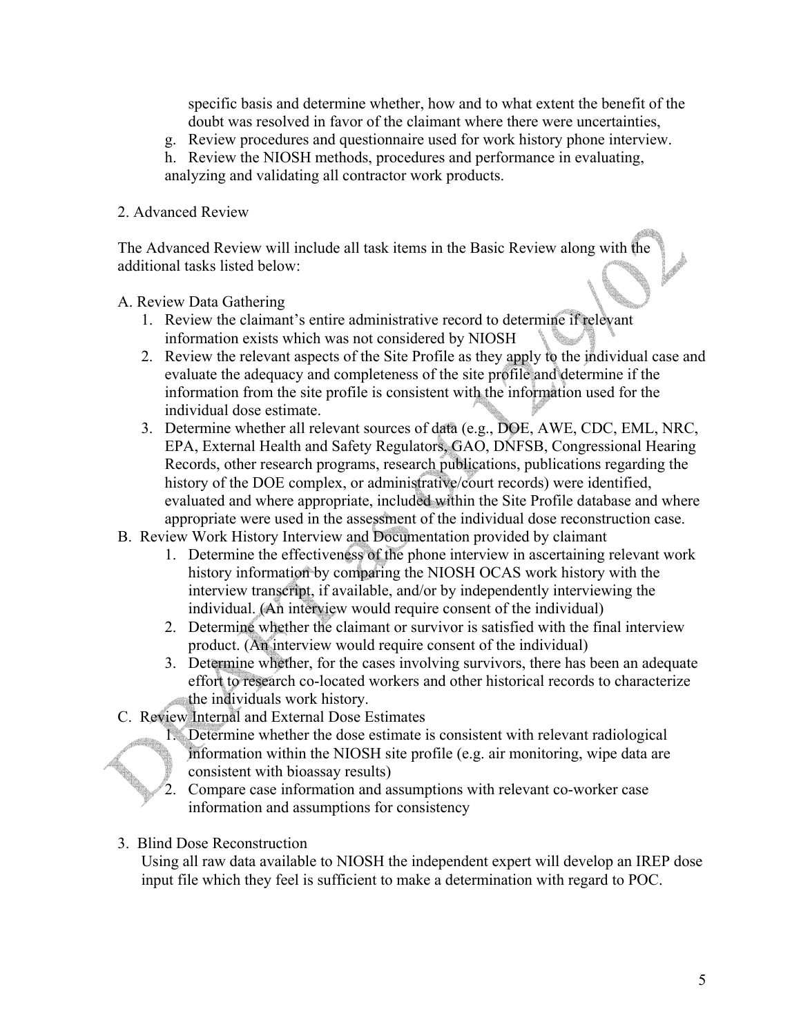specific basis and determine whether, how and to what extent the benefit of the doubt was resolved in favor of the claimant where there were uncertainties,

g. Review procedures and questionnaire used for work history phone interview.

h. Review the NIOSH methods, procedures and performance in evaluating, analyzing and validating all contractor work products.

2. Advanced Review

The Advanced Review will include all task items in the Basic Review along with the additional tasks listed below:

A. Review Data Gathering

1. Review the claimant's entire administrative record to determine if relevant information exists which was not considered by NIOSH
2. Review the relevant aspects of the Site Profile as they apply to the individual case and evaluate the adequacy and completeness of the site profile and determine if the information from the site profile is consistent with the information used for the individual dose estimate.
3. Determine whether all relevant sources of data (e.g., DOE, AWE, CDC, EML, NRC, EPA, External Health and Safety Regulators, GAO, DNFSB, Congressional Hearing Records, other research programs, research publications, publications regarding the history of the DOE complex, or administrative/court records) were identified, evaluated and where appropriate, included within the Site Profile database and where appropriate were used in the assessment of the individual dose reconstruction case.

B. Review Work History Interview and Documentation provided by claimant

1. Determine the effectiveness of the phone interview in ascertaining relevant work history information by comparing the NIOSH OCAS work history with the interview transcript, if available, and/or by independently interviewing the individual. (An interview would require consent of the individual)
2. Determine whether the claimant or survivor is satisfied with the final interview product. (An interview would require consent of the individual)
3. Determine whether, for the cases involving survivors, there has been an adequate effort to research co-located workers and other historical records to characterize the individuals work history.

C. Review Internal and External Dose Estimates

1. Determine whether the dose estimate is consistent with relevant radiological information within the NIOSH site profile (e.g. air monitoring, wipe data are consistent with bioassay results)
2. Compare case information and assumptions with relevant co-worker case information and assumptions for consistency

3. Blind Dose Reconstruction

Using all raw data available to NIOSH the independent expert will develop an IREP dose input file which they feel is sufficient to make a determination with regard to POC.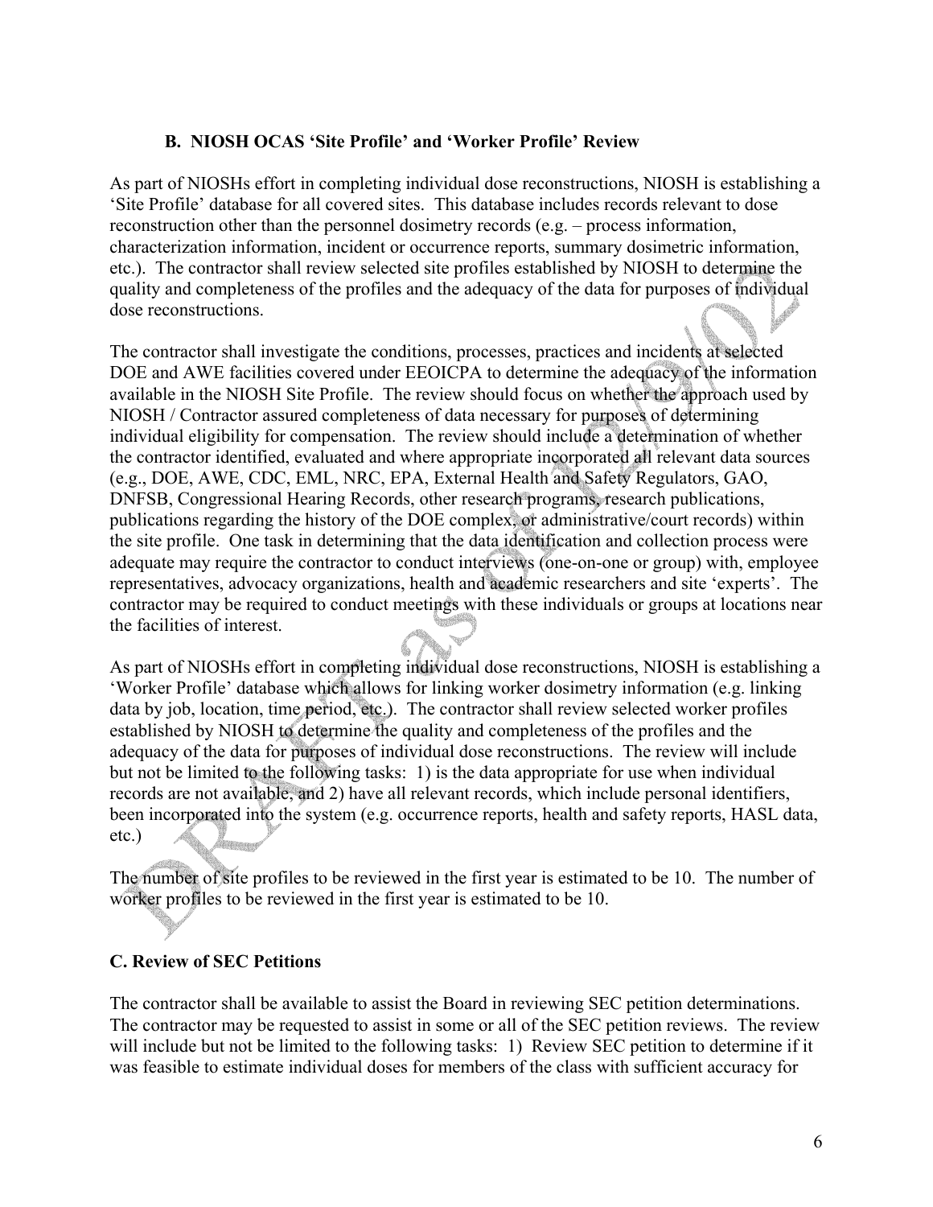### B. NIOSH OCAS 'Site Profile' and 'Worker Profile' Review

As part of NIOSHs effort in completing individual dose reconstructions, NIOSH is establishing a 'Site Profile' database for all covered sites. This database includes records relevant to dose reconstruction other than the personnel dosimetry records (e.g. – process information, characterization information, incident or occurrence reports, summary dosimetric information, etc.). The contractor shall review selected site profiles established by NIOSH to determine the quality and completeness of the profiles and the adequacy of the data for purposes of individual dose reconstructions.

The contractor shall investigate the conditions, processes, practices and incidents at selected DOE and AWE facilities covered under EEOICPA to determine the adequacy of the information available in the NIOSH Site Profile. The review should focus on whether the approach used by NIOSH / Contractor assured completeness of data necessary for purposes of determining individual eligibility for compensation. The review should include a determination of whether the contractor identified, evaluated and where appropriate incorporated all relevant data sources (e.g., DOE, AWE, CDC, EML, NRC, EPA, External Health and Safety Regulators, GAO, DNFSB, Congressional Hearing Records, other research programs, research publications, publications regarding the history of the DOE complex, or administrative/court records) within the site profile. One task in determining that the data identification and collection process were adequate may require the contractor to conduct interviews (one-on-one or group) with, employee representatives, advocacy organizations, health and academic researchers and site 'experts'. The contractor may be required to conduct meetings with these individuals or groups at locations near the facilities of interest.

As part of NIOSHs effort in completing individual dose reconstructions, NIOSH is establishing a 'Worker Profile' database which allows for linking worker dosimetry information (e.g. linking data by job, location, time period, etc.). The contractor shall review selected worker profiles established by NIOSH to determine the quality and completeness of the profiles and the adequacy of the data for purposes of individual dose reconstructions. The review will include but not be limited to the following tasks: 1) is the data appropriate for use when individual records are not available, and 2) have all relevant records, which include personal identifiers, been incorporated into the system (e.g. occurrence reports, health and safety reports, HASL data, etc.)

The number of site profiles to be reviewed in the first year is estimated to be 10. The number of worker profiles to be reviewed in the first year is estimated to be 10.

### C. Review of SEC Petitions

The contractor shall be available to assist the Board in reviewing SEC petition determinations. The contractor may be requested to assist in some or all of the SEC petition reviews. The review will include but not be limited to the following tasks: 1) Review SEC petition to determine if it was feasible to estimate individual doses for members of the class with sufficient accuracy for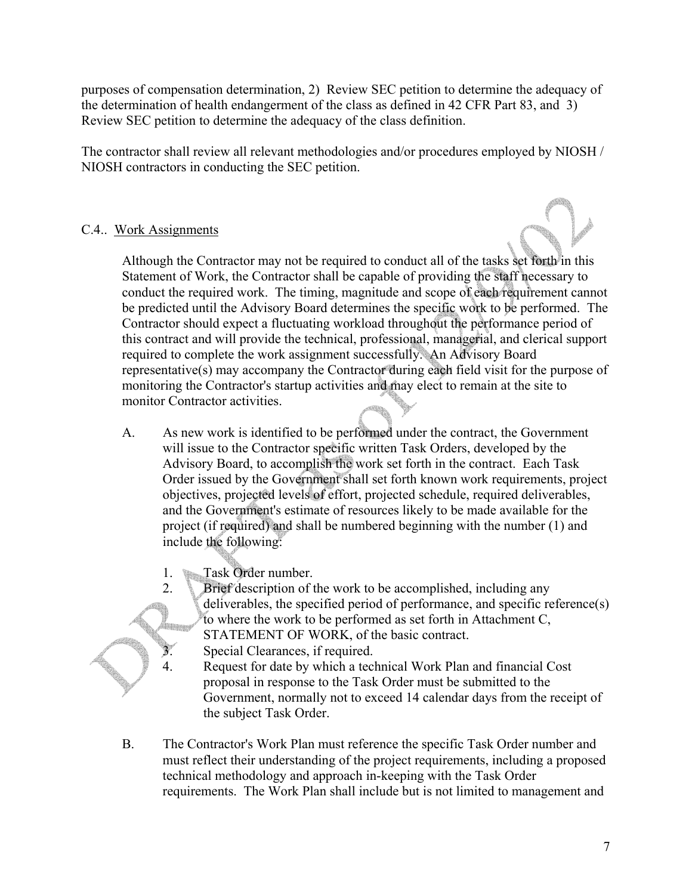purposes of compensation determination, 2) Review SEC petition to determine the adequacy of the determination of health endangerment of the class as defined in 42 CFR Part 83, and 3) Review SEC petition to determine the adequacy of the class definition.

The contractor shall review all relevant methodologies and/or procedures employed by NIOSH / NIOSH contractors in conducting the SEC petition.

C.4.. Work Assignments

Although the Contractor may not be required to conduct all of the tasks set forth in this Statement of Work, the Contractor shall be capable of providing the staff necessary to conduct the required work. The timing, magnitude and scope of each requirement cannot be predicted until the Advisory Board determines the specific work to be performed. The Contractor should expect a fluctuating workload throughout the performance period of this contract and will provide the technical, professional, managerial, and clerical support required to complete the work assignment successfully. An Advisory Board representative(s) may accompany the Contractor during each field visit for the purpose of monitoring the Contractor's startup activities and may elect to remain at the site to monitor Contractor activities.

A. As new work is identified to be performed under the contract, the Government will issue to the Contractor specific written Task Orders, developed by the Advisory Board, to accomplish the work set forth in the contract. Each Task Order issued by the Government shall set forth known work requirements, project objectives, projected levels of effort, projected schedule, required deliverables, and the Government's estimate of resources likely to be made available for the project (if required) and shall be numbered beginning with the number (1) and include the following:

   1. Task Order number.
   2. Brief description of the work to be accomplished, including any deliverables, the specified period of performance, and specific reference(s) to where the work to be performed as set forth in Attachment C, STATEMENT OF WORK, of the basic contract.
   3. Special Clearances, if required.
   4. Request for date by which a technical Work Plan and financial Cost proposal in response to the Task Order must be submitted to the Government, normally not to exceed 14 calendar days from the receipt of the subject Task Order.

B. The Contractor's Work Plan must reference the specific Task Order number and must reflect their understanding of the project requirements, including a proposed technical methodology and approach in-keeping with the Task Order requirements. The Work Plan shall include but is not limited to management and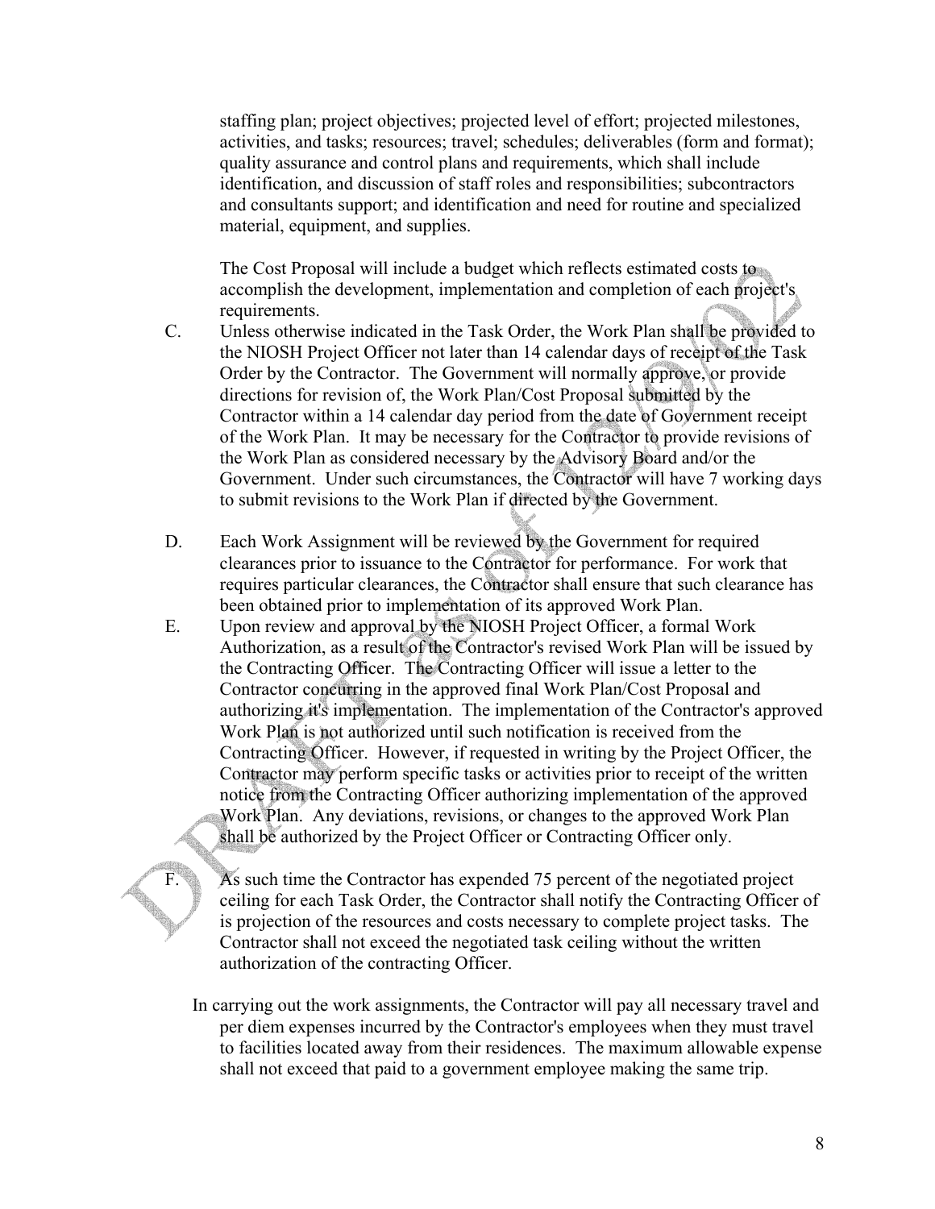staffing plan; project objectives; projected level of effort; projected milestones, activities, and tasks; resources; travel; schedules; deliverables (form and format); quality assurance and control plans and requirements, which shall include identification, and discussion of staff roles and responsibilities; subcontractors and consultants support; and identification and need for routine and specialized material, equipment, and supplies.

The Cost Proposal will include a budget which reflects estimated costs to accomplish the development, implementation and completion of each project's requirements.

C. Unless otherwise indicated in the Task Order, the Work Plan shall be provided to the NIOSH Project Officer not later than 14 calendar days of receipt of the Task Order by the Contractor. The Government will normally approve, or provide directions for revision of, the Work Plan/Cost Proposal submitted by the Contractor within a 14 calendar day period from the date of Government receipt of the Work Plan. It may be necessary for the Contractor to provide revisions of the Work Plan as considered necessary by the Advisory Board and/or the Government. Under such circumstances, the Contractor will have 7 working days to submit revisions to the Work Plan if directed by the Government.

D. Each Work Assignment will be reviewed by the Government for required clearances prior to issuance to the Contractor for performance. For work that requires particular clearances, the Contractor shall ensure that such clearance has been obtained prior to implementation of its approved Work Plan.

E. Upon review and approval by the NIOSH Project Officer, a formal Work Authorization, as a result of the Contractor's revised Work Plan will be issued by the Contracting Officer. The Contracting Officer will issue a letter to the Contractor concurring in the approved final Work Plan/Cost Proposal and authorizing it's implementation. The implementation of the Contractor's approved Work Plan is not authorized until such notification is received from the Contracting Officer. However, if requested in writing by the Project Officer, the Contractor may perform specific tasks or activities prior to receipt of the written notice from the Contracting Officer authorizing implementation of the approved Work Plan. Any deviations, revisions, or changes to the approved Work Plan shall be authorized by the Project Officer or Contracting Officer only.

F. As such time the Contractor has expended 75 percent of the negotiated project ceiling for each Task Order, the Contractor shall notify the Contracting Officer of is projection of the resources and costs necessary to complete project tasks. The Contractor shall not exceed the negotiated task ceiling without the written authorization of the contracting Officer.

In carrying out the work assignments, the Contractor will pay all necessary travel and per diem expenses incurred by the Contractor's employees when they must travel to facilities located away from their residences. The maximum allowable expense shall not exceed that paid to a government employee making the same trip.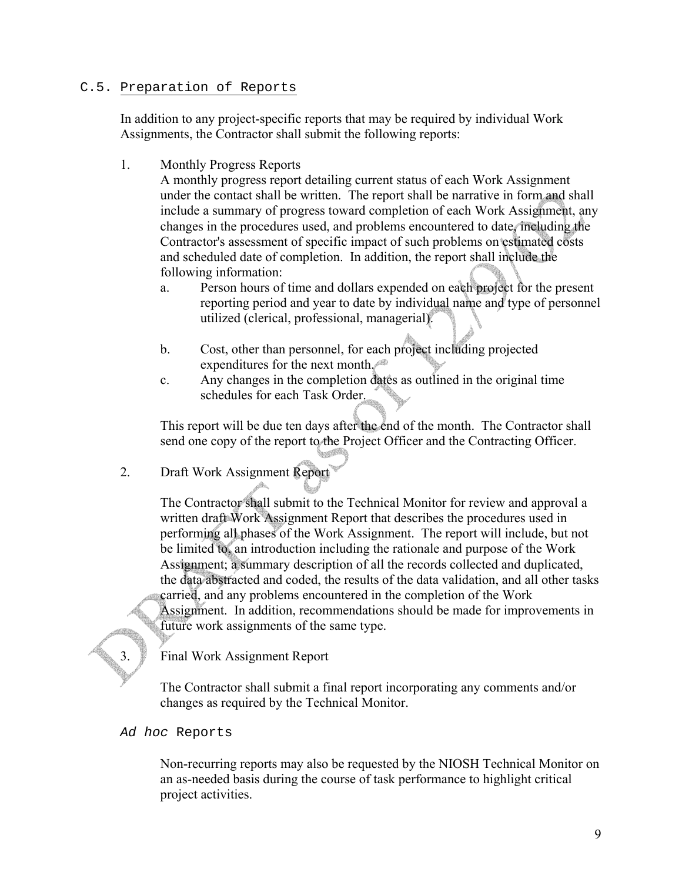## C.5. Preparation of Reports

In addition to any project-specific reports that may be required by individual Work Assignments, the Contractor shall submit the following reports:

1. Monthly Progress Reports

   A monthly progress report detailing current status of each Work Assignment under the contact shall be written. The report shall be narrative in form and shall include a summary of progress toward completion of each Work Assignment, any changes in the procedures used, and problems encountered to date, including the Contractor's assessment of specific impact of such problems on estimated costs and scheduled date of completion. In addition, the report shall include the following information:

   a. Person hours of time and dollars expended on each project for the present reporting period and year to date by individual name and type of personnel utilized (clerical, professional, managerial).

   b. Cost, other than personnel, for each project including projected expenditures for the next month.

   c. Any changes in the completion dates as outlined in the original time schedules for each Task Order.

   This report will be due ten days after the end of the month. The Contractor shall send one copy of the report to the Project Officer and the Contracting Officer.

2. Draft Work Assignment Report

   The Contractor shall submit to the Technical Monitor for review and approval a written draft Work Assignment Report that describes the procedures used in performing all phases of the Work Assignment. The report will include, but not be limited to, an introduction including the rationale and purpose of the Work Assignment; a summary description of all the records collected and duplicated, the data abstracted and coded, the results of the data validation, and all other tasks carried, and any problems encountered in the completion of the Work Assignment. In addition, recommendations should be made for improvements in future work assignments of the same type.

3. Final Work Assignment Report

   The Contractor shall submit a final report incorporating any comments and/or changes as required by the Technical Monitor.

*Ad hoc* Reports

Non-recurring reports may also be requested by the NIOSH Technical Monitor on an as-needed basis during the course of task performance to highlight critical project activities.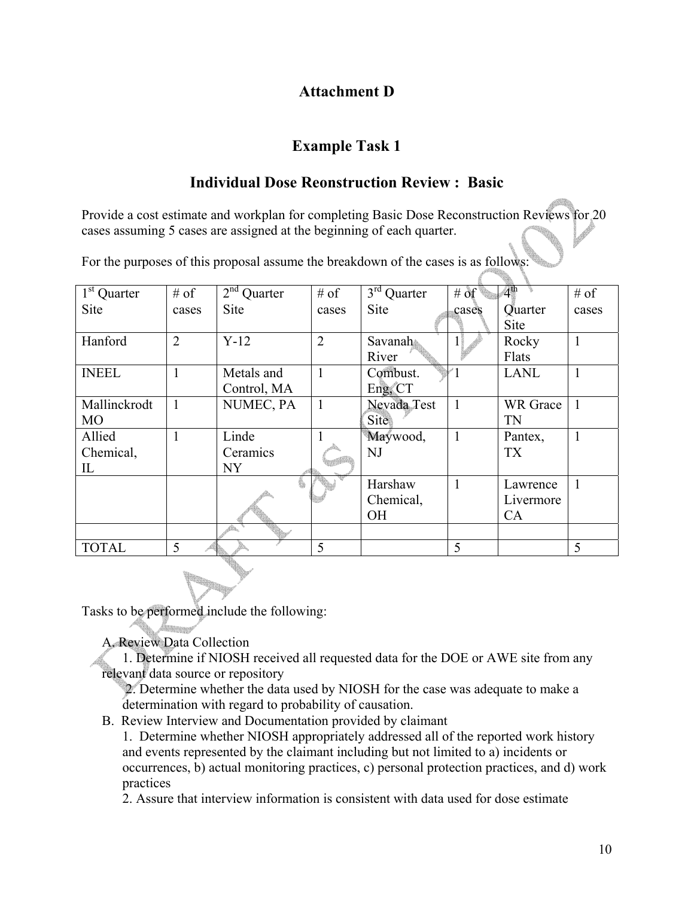# Attachment D

## Example Task 1

## Individual Dose Reonstruction Review : Basic

Provide a cost estimate and workplan for completing Basic Dose Reconstruction Reviews for 20 cases assuming 5 cases are assigned at the beginning of each quarter.

For the purposes of this proposal assume the breakdown of the cases is as follows:

| 1st Quarter Site | # of cases | 2nd Quarter Site | # of cases | 3rd Quarter Site | # of cases | 4th Quarter Site | # of cases |
|---|---|---|---|---|---|---|---|
| Hanford | 2 | Y-12 | 2 | Savanah River | 1 | Rocky Flats | 1 |
| INEEL | 1 | Metals and Control, MA | 1 | Combust. Eng, CT | 1 | LANL | 1 |
| Mallinckrodt MO | 1 | NUMEC, PA | 1 | Nevada Test Site | 1 | WR Grace TN | 1 |
| Allied Chemical, IL | 1 | Linde Ceramics NY | 1 | Maywood, NJ | 1 | Pantex, TX | 1 |
| | | | | Harshaw Chemical, OH | 1 | Lawrence Livermore CA | 1 |
| | | | | | | | |
| TOTAL | 5 | | 5 | | 5 | | 5 |

Tasks to be performed include the following:

A. Review Data Collection
   1. Determine if NIOSH received all requested data for the DOE or AWE site from any relevant data source or repository
   2. Determine whether the data used by NIOSH for the case was adequate to make a determination with regard to probability of causation.

B. Review Interview and Documentation provided by claimant
   1. Determine whether NIOSH appropriately addressed all of the reported work history and events represented by the claimant including but not limited to a) incidents or occurrences, b) actual monitoring practices, c) personal protection practices, and d) work practices
   2. Assure that interview information is consistent with data used for dose estimate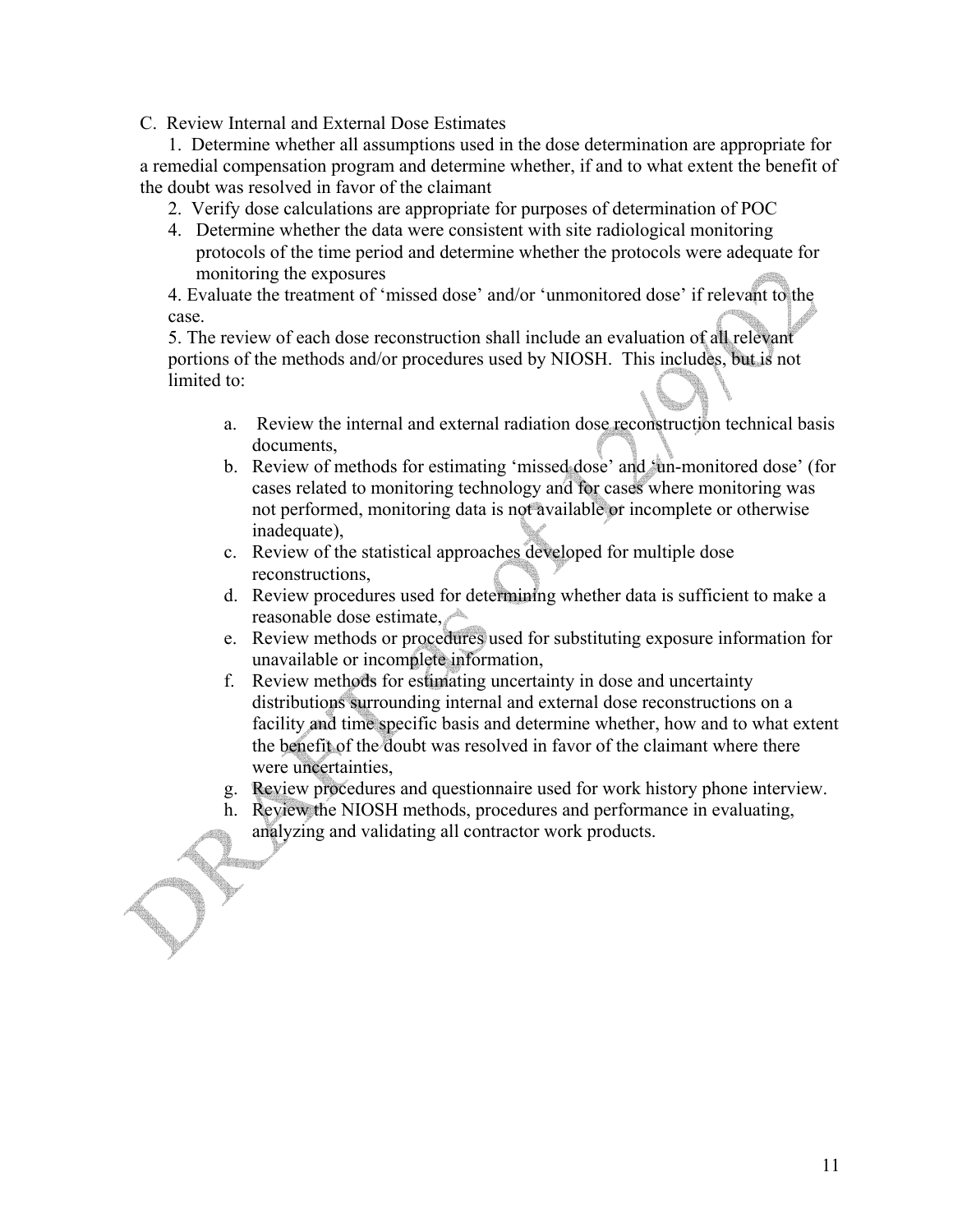C. Review Internal and External Dose Estimates

1. Determine whether all assumptions used in the dose determination are appropriate for a remedial compensation program and determine whether, if and to what extent the benefit of the doubt was resolved in favor of the claimant
2. Verify dose calculations are appropriate for purposes of determination of POC
4. Determine whether the data were consistent with site radiological monitoring protocols of the time period and determine whether the protocols were adequate for monitoring the exposures

4. Evaluate the treatment of 'missed dose' and/or 'unmonitored dose' if relevant to the case.

5. The review of each dose reconstruction shall include an evaluation of all relevant portions of the methods and/or procedures used by NIOSH. This includes, but is not limited to:

   a. Review the internal and external radiation dose reconstruction technical basis documents,
   b. Review of methods for estimating 'missed dose' and 'un-monitored dose' (for cases related to monitoring technology and for cases where monitoring was not performed, monitoring data is not available or incomplete or otherwise inadequate),
   c. Review of the statistical approaches developed for multiple dose reconstructions,
   d. Review procedures used for determining whether data is sufficient to make a reasonable dose estimate,
   e. Review methods or procedures used for substituting exposure information for unavailable or incomplete information,
   f. Review methods for estimating uncertainty in dose and uncertainty distributions surrounding internal and external dose reconstructions on a facility and time specific basis and determine whether, how and to what extent the benefit of the doubt was resolved in favor of the claimant where there were uncertainties,
   g. Review procedures and questionnaire used for work history phone interview.
   h. Review the NIOSH methods, procedures and performance in evaluating, analyzing and validating all contractor work products.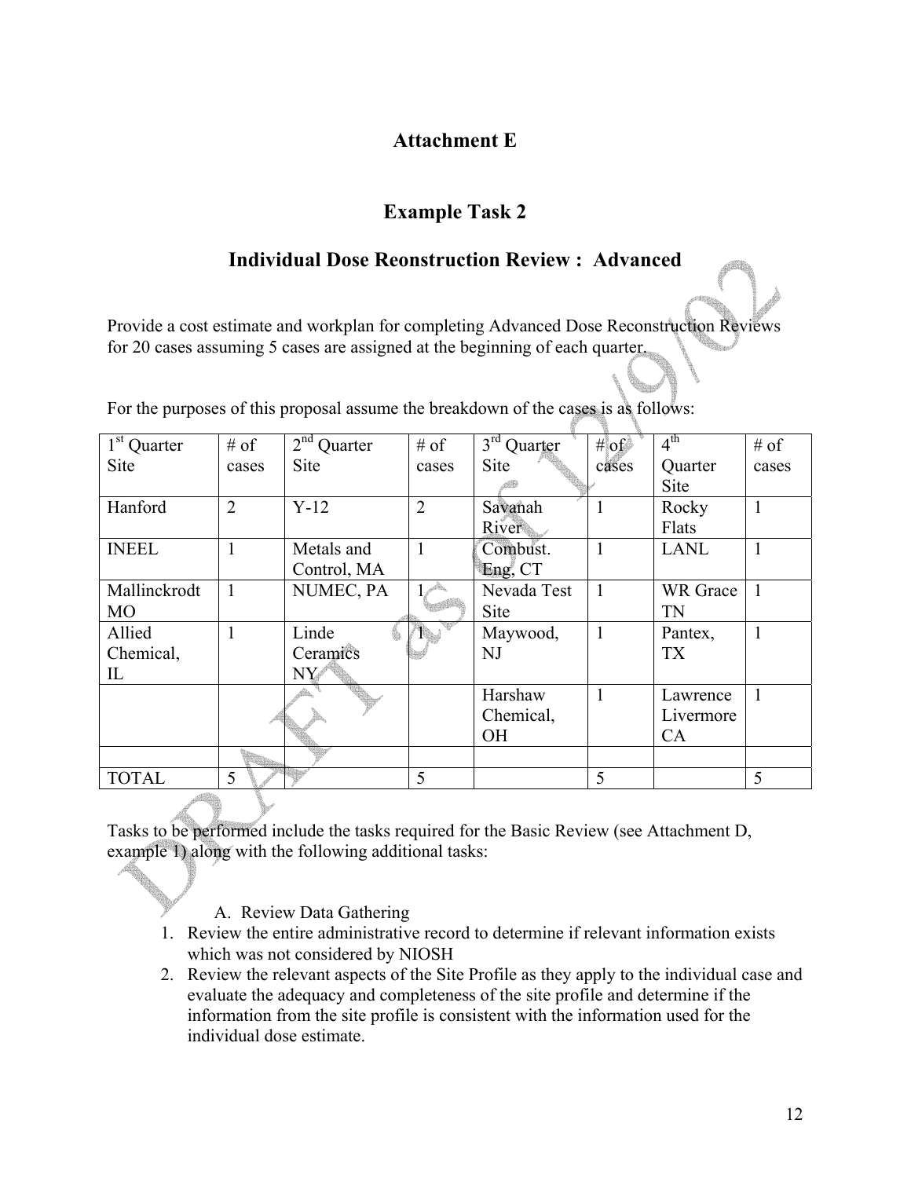# Attachment E

## Example Task 2

## Individual Dose Reonstruction Review : Advanced

Provide a cost estimate and workplan for completing Advanced Dose Reconstruction Reviews for 20 cases assuming 5 cases are assigned at the beginning of each quarter.

For the purposes of this proposal assume the breakdown of the cases is as follows:

| 1st Quarter Site | # of cases | 2nd Quarter Site | # of cases | 3rd Quarter Site | # of cases | 4th Quarter Site | # of cases |
|---|---|---|---|---|---|---|---|
| Hanford | 2 | Y-12 | 2 | Savanah River | 1 | Rocky Flats | 1 |
| INEEL | 1 | Metals and Control, MA | 1 | Combust. Eng, CT | 1 | LANL | 1 |
| Mallinckrodt MO | 1 | NUMEC, PA | 1 | Nevada Test Site | 1 | WR Grace TN | 1 |
| Allied Chemical, IL | 1 | Linde Ceramics NY | 1 | Maywood, NJ | 1 | Pantex, TX | 1 |
| | | | | Harshaw Chemical, OH | 1 | Lawrence Livermore CA | 1 |
| | | | | | | | |
| TOTAL | 5 | | 5 | | 5 | | 5 |

Tasks to be performed include the tasks required for the Basic Review (see Attachment D, example 1) along with the following additional tasks:

A. Review Data Gathering

1. Review the entire administrative record to determine if relevant information exists which was not considered by NIOSH
2. Review the relevant aspects of the Site Profile as they apply to the individual case and evaluate the adequacy and completeness of the site profile and determine if the information from the site profile is consistent with the information used for the individual dose estimate.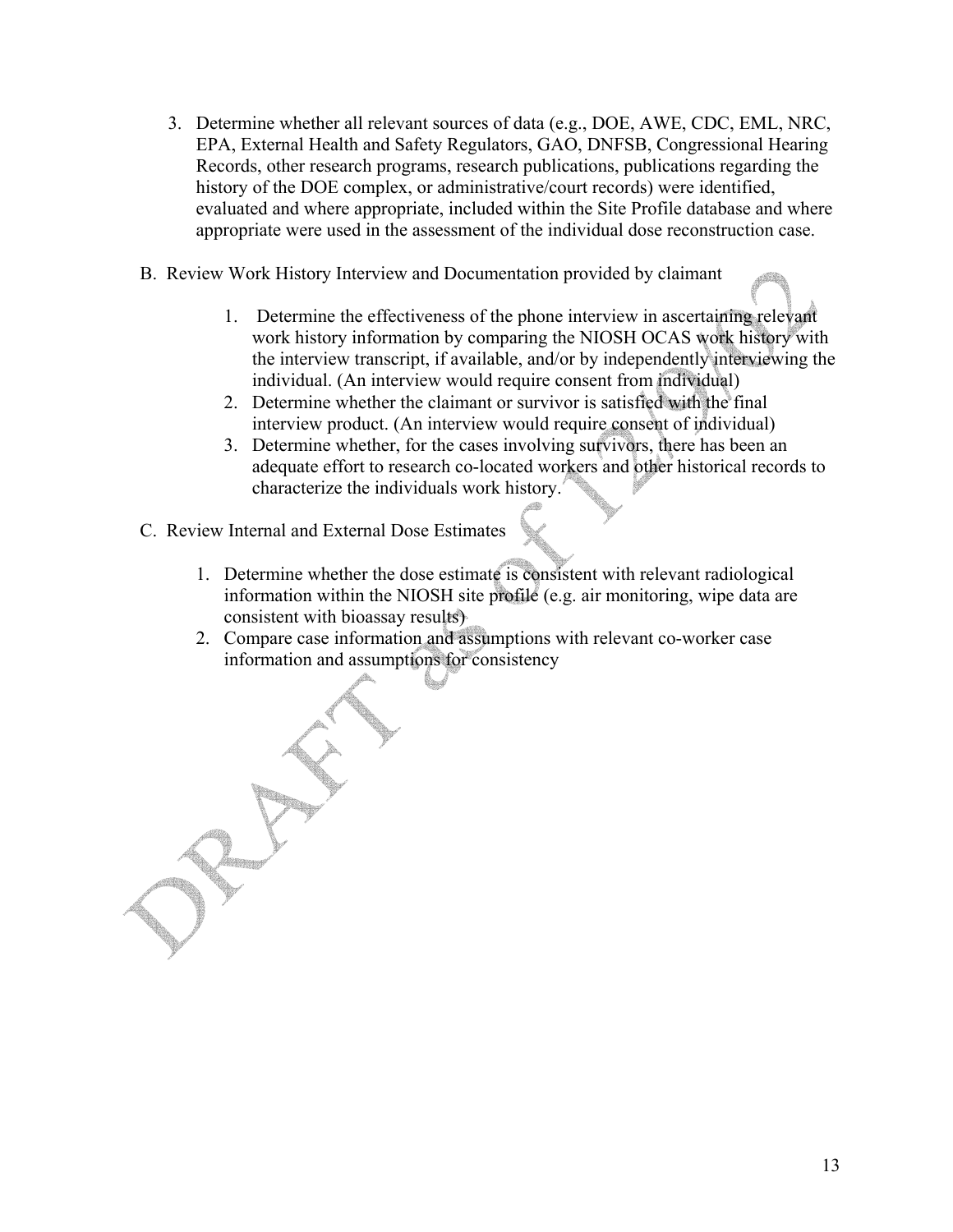3. Determine whether all relevant sources of data (e.g., DOE, AWE, CDC, EML, NRC, EPA, External Health and Safety Regulators, GAO, DNFSB, Congressional Hearing Records, other research programs, research publications, publications regarding the history of the DOE complex, or administrative/court records) were identified, evaluated and where appropriate, included within the Site Profile database and where appropriate were used in the assessment of the individual dose reconstruction case.

B. Review Work History Interview and Documentation provided by claimant

1. Determine the effectiveness of the phone interview in ascertaining relevant work history information by comparing the NIOSH OCAS work history with the interview transcript, if available, and/or by independently interviewing the individual. (An interview would require consent from individual)
2. Determine whether the claimant or survivor is satisfied with the final interview product. (An interview would require consent of individual)
3. Determine whether, for the cases involving survivors, there has been an adequate effort to research co-located workers and other historical records to characterize the individuals work history.

C. Review Internal and External Dose Estimates

1. Determine whether the dose estimate is consistent with relevant radiological information within the NIOSH site profile (e.g. air monitoring, wipe data are consistent with bioassay results)
2. Compare case information and assumptions with relevant co-worker case information and assumptions for consistency